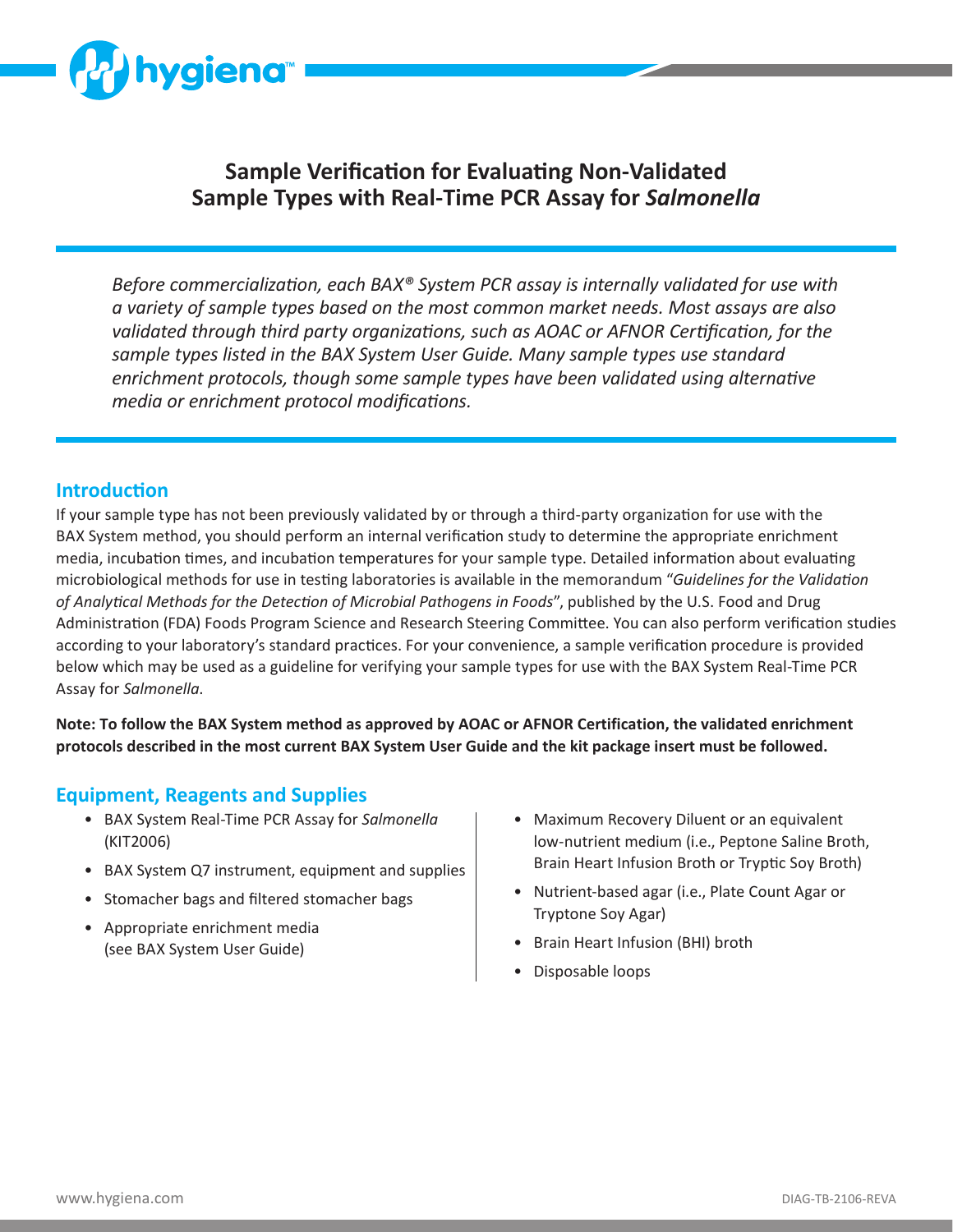# Sample Verification for Evaluating Non-Validated Sample Types with Real-Time PCR Assay for *Salmonella*

*Before commercialization, each BAX® System PCR assay is internally validated for use with a variety of sample types based on the most common market needs. Most assays are also validated through third party organizations, such as AOAC or AFNOR Certification, for the sample types listed in the BAX System User Guide. Many sample types use standard enrichment protocols, though some sample types have been validated using alternative media or enrichment protocol modifications.*

## Introduction

If your sample type has not been previously validated by or through a third-party organization for use with the BAX System method, you should perform an internal verification study to determine the appropriate enrichment media, incubation times, and incubation temperatures for your sample type. Detailed information about evaluating microbiological methods for use in testing laboratories is available in the memorandum "*Guidelines for the Validation of Analytical Methods for the Detection of Microbial Pathogens in Foods*", published by the U.S. Food and Drug Administration (FDA) Foods Program Science and Research Steering Committee. You can also perform verification studies according to your laboratory's standard practices. For your convenience, a sample verification procedure is provided below which may be used as a guideline for verifying your sample types for use with the BAX System Real-Time PCR Assay for *Salmonella*.

**Note: To follow the BAX System method as approved by AOAC or AFNOR Certification, the validated enrichment protocols described in the most current BAX System User Guide and the kit package insert must be followed.**

## Equipment, Reagents and Supplies

- BAX System Real-Time PCR Assay for *Salmonella* (KIT2006)
- BAX System Q7 instrument, equipment and supplies
- Stomacher bags and filtered stomacher bags
- Appropriate enrichment media (see BAX System User Guide)
- Maximum Recovery Diluent or an equivalent low-nutrient medium (i.e., Peptone Saline Broth, Brain Heart Infusion Broth or Tryptic Soy Broth)
- Nutrient-based agar (i.e., Plate Count Agar or Tryptone Soy Agar)
- Brain Heart Infusion (BHI) broth
- Disposable loops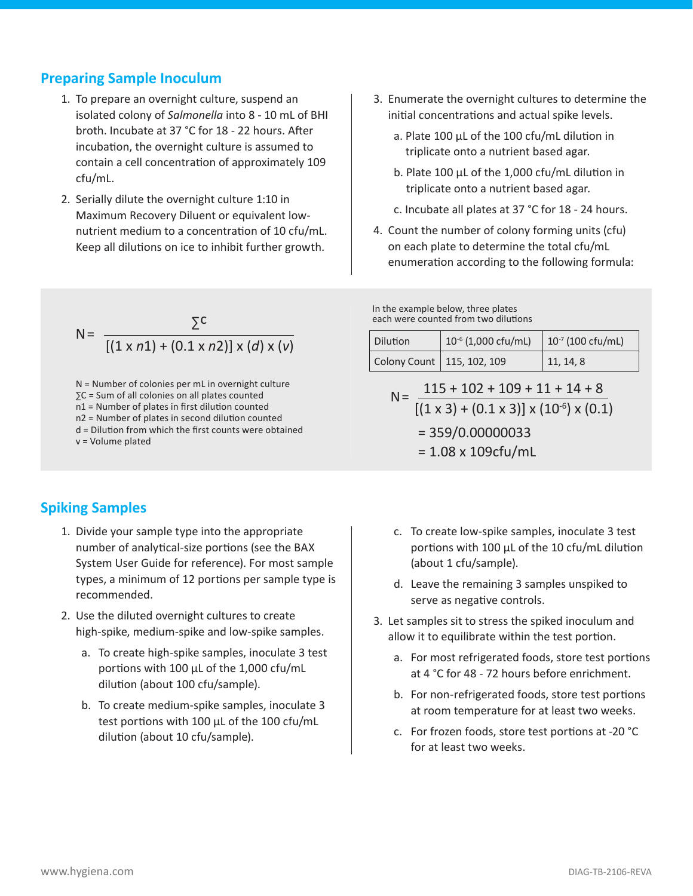## Preparing Sample Inoculum

1. To prepare an overnight culture, suspend an isolated colony of *Salmonella* into 8 - 10 mL of BHI broth. Incubate at 37 °C for 18 - 22 hours. After incubation, the overnight culture is assumed to contain a cell concentration of approximately 109 cfu/mL.
2. Serially dilute the overnight culture 1:10 in Maximum Recovery Diluent or equivalent low-nutrient medium to a concentration of 10 cfu/mL. Keep all dilutions on ice to inhibit further growth.
3. Enumerate the overnight cultures to determine the initial concentrations and actual spike levels.
   a. Plate 100 µL of the 100 cfu/mL dilution in triplicate onto a nutrient based agar.
   b. Plate 100 µL of the 1,000 cfu/mL dilution in triplicate onto a nutrient based agar.
   c. Incubate all plates at 37 °C for 18 - 24 hours.
4. Count the number of colony forming units (cfu) on each plate to determine the total cfu/mL enumeration according to the following formula:

$$N = \frac{\sum C}{[(1 \times n1) + (0.1 \times n2)] \times (d) \times (v)}$$

N = Number of colonies per mL in overnight culture
∑C = Sum of all colonies on all plates counted
n1 = Number of plates in first dilution counted
n2 = Number of plates in second dilution counted
d = Dilution from which the first counts were obtained
v = Volume plated

In the example below, three plates each were counted from two dilutions

| Dilution | $10^{-6}$ (1,000 cfu/mL) | $10^{-7}$ (100 cfu/mL) |
|---|---|---|
| Colony Count | 115, 102, 109 | 11, 14, 8 |

$$N = \frac{115 + 102 + 109 + 11 + 14 + 8}{[(1 \times 3) + (0.1 \times 3)] \times (10^{-6}) \times (0.1)}$$

$$= 359/0.00000033$$

$$= 1.08 \times 109\text{cfu/mL}$$

## Spiking Samples

1. Divide your sample type into the appropriate number of analytical-size portions (see the BAX System User Guide for reference). For most sample types, a minimum of 12 portions per sample type is recommended.
2. Use the diluted overnight cultures to create high-spike, medium-spike and low-spike samples.
   a. To create high-spike samples, inoculate 3 test portions with 100 µL of the 1,000 cfu/mL dilution (about 100 cfu/sample).
   b. To create medium-spike samples, inoculate 3 test portions with 100 µL of the 100 cfu/mL dilution (about 10 cfu/sample).
   c. To create low-spike samples, inoculate 3 test portions with 100 µL of the 10 cfu/mL dilution (about 1 cfu/sample).
   d. Leave the remaining 3 samples unspiked to serve as negative controls.
3. Let samples sit to stress the spiked inoculum and allow it to equilibrate within the test portion.
   a. For most refrigerated foods, store test portions at 4 °C for 48 - 72 hours before enrichment.
   b. For non-refrigerated foods, store test portions at room temperature for at least two weeks.
   c. For frozen foods, store test portions at -20 °C for at least two weeks.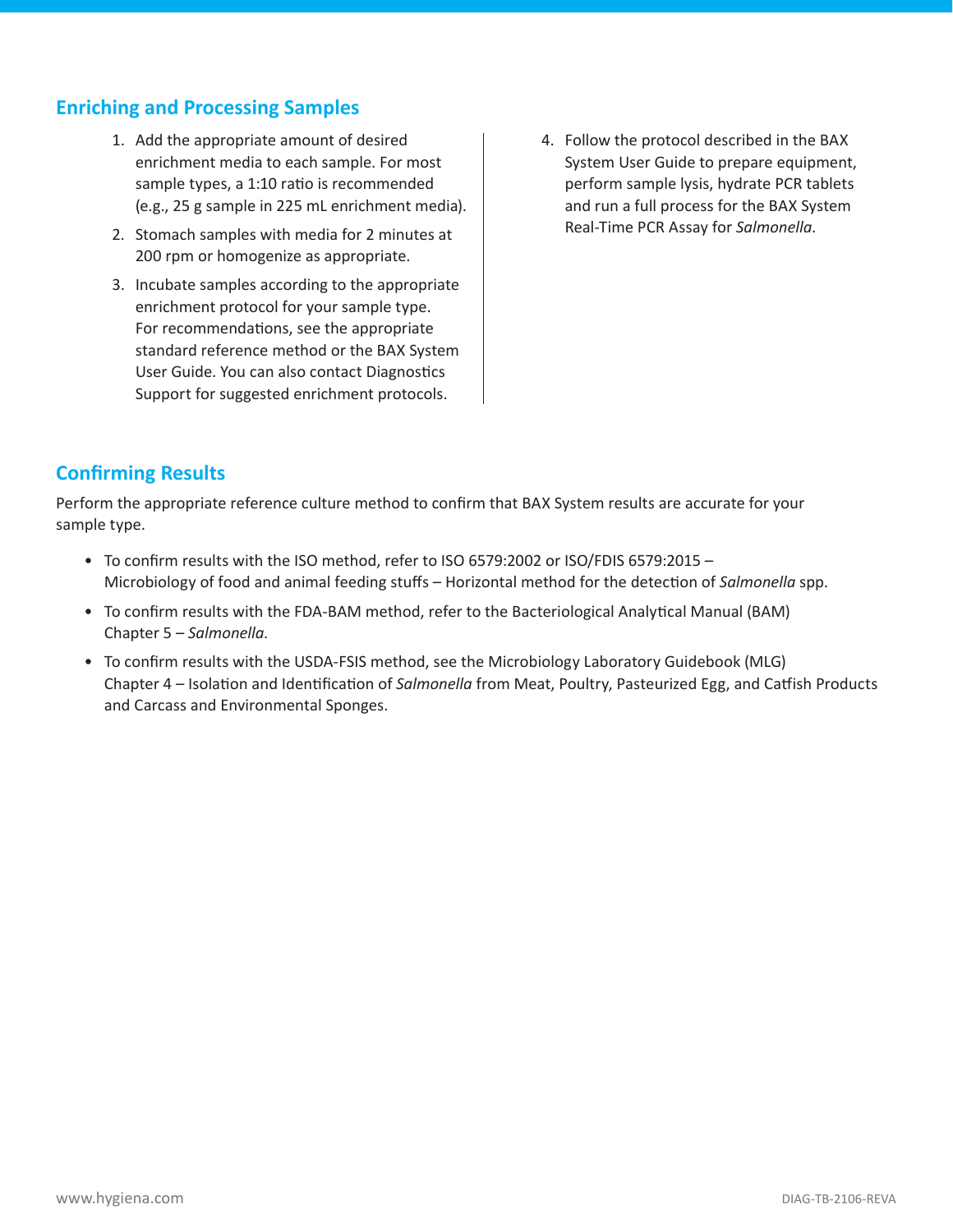## Enriching and Processing Samples

1. Add the appropriate amount of desired enrichment media to each sample. For most sample types, a 1:10 ratio is recommended (e.g., 25 g sample in 225 mL enrichment media).
2. Stomach samples with media for 2 minutes at 200 rpm or homogenize as appropriate.
3. Incubate samples according to the appropriate enrichment protocol for your sample type. For recommendations, see the appropriate standard reference method or the BAX System User Guide. You can also contact Diagnostics Support for suggested enrichment protocols.
4. Follow the protocol described in the BAX System User Guide to prepare equipment, perform sample lysis, hydrate PCR tablets and run a full process for the BAX System Real-Time PCR Assay for *Salmonella*.

## Confirming Results

Perform the appropriate reference culture method to confirm that BAX System results are accurate for your sample type.

- To confirm results with the ISO method, refer to ISO 6579:2002 or ISO/FDIS 6579:2015 – Microbiology of food and animal feeding stuffs – Horizontal method for the detection of *Salmonella* spp.
- To confirm results with the FDA-BAM method, refer to the Bacteriological Analytical Manual (BAM) Chapter 5 – *Salmonella*.
- To confirm results with the USDA-FSIS method, see the Microbiology Laboratory Guidebook (MLG) Chapter 4 – Isolation and Identification of *Salmonella* from Meat, Poultry, Pasteurized Egg, and Catfish Products and Carcass and Environmental Sponges.

www.hygiena.com

DIAG-TB-2106-REVA